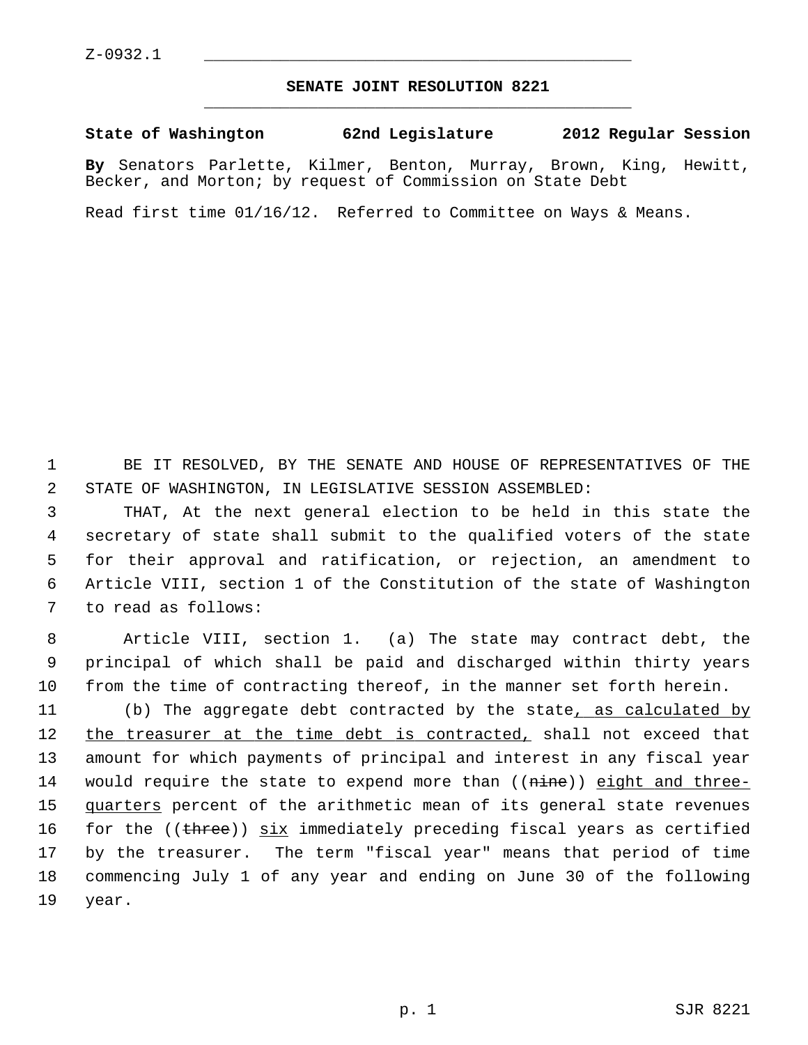Z-0932.1

# SENATE JOINT RESOLUTION 8221

**State of Washington 62nd Legislature 2012 Regular Session**

**By** Senators Parlette, Kilmer, Benton, Murray, Brown, King, Hewitt, Becker, and Morton; by request of Commission on State Debt

Read first time 01/16/12. Referred to Committee on Ways & Means.

BE IT RESOLVED, BY THE SENATE AND HOUSE OF REPRESENTATIVES OF THE STATE OF WASHINGTON, IN LEGISLATIVE SESSION ASSEMBLED:

THAT, At the next general election to be held in this state the secretary of state shall submit to the qualified voters of the state for their approval and ratification, or rejection, an amendment to Article VIII, section 1 of the Constitution of the state of Washington to read as follows:

Article VIII, section 1. (a) The state may contract debt, the principal of which shall be paid and discharged within thirty years from the time of contracting thereof, in the manner set forth herein.

(b) The aggregate debt contracted by the state<u>, as calculated by the treasurer at the time debt is contracted,</u> shall not exceed that amount for which payments of principal and interest in any fiscal year would require the state to expend more than ((~~nine~~)) <u>eight and three-quarters</u> percent of the arithmetic mean of its general state revenues for the ((~~three~~)) <u>six</u> immediately preceding fiscal years as certified by the treasurer. The term "fiscal year" means that period of time commencing July 1 of any year and ending on June 30 of the following year.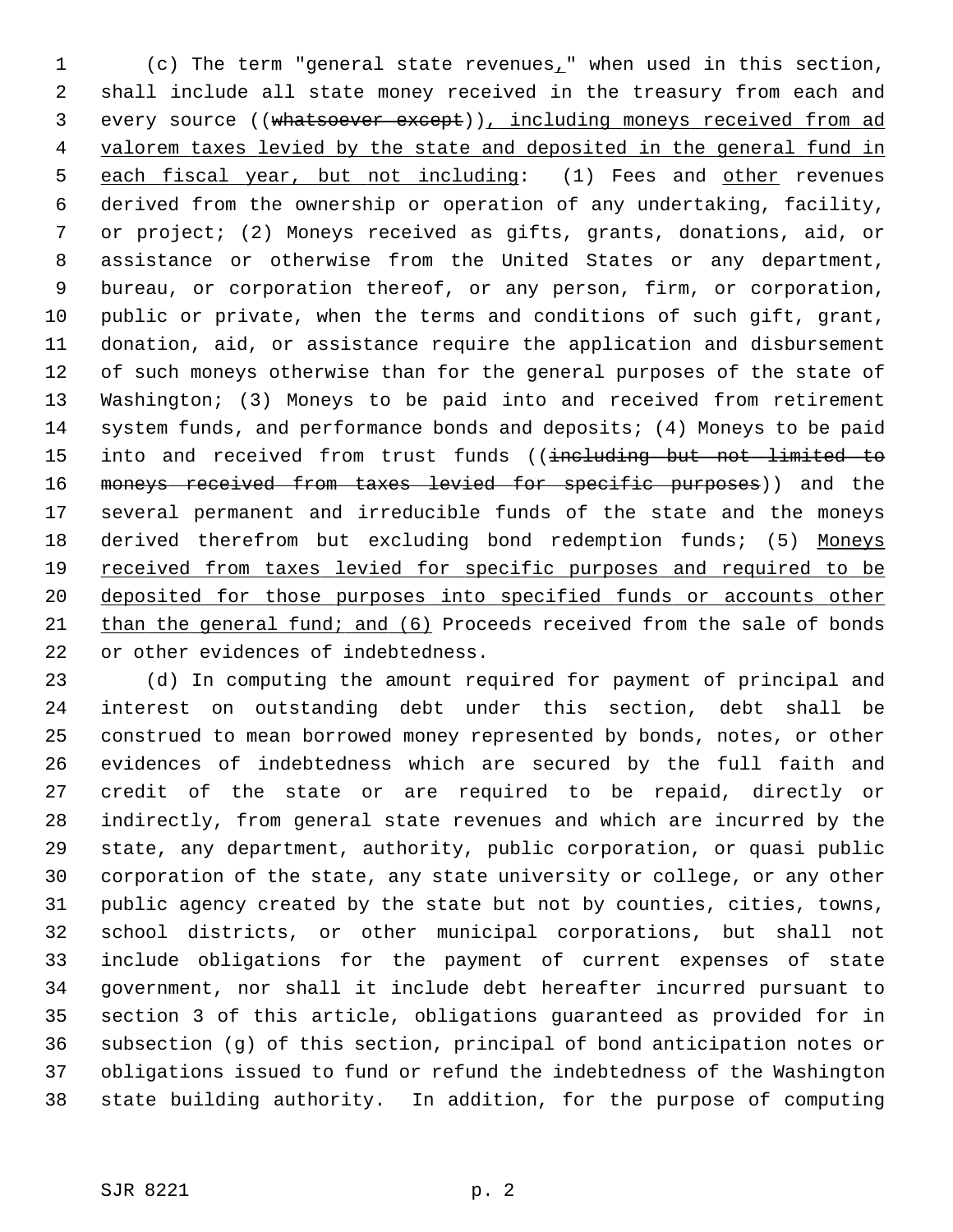(c) The term "general state revenues," when used in this section, shall include all state money received in the treasury from each and every source ((~~whatsoever except~~)), including moneys received from ad valorem taxes levied by the state and deposited in the general fund in each fiscal year, but not including: (1) Fees and other revenues derived from the ownership or operation of any undertaking, facility, or project; (2) Moneys received as gifts, grants, donations, aid, or assistance or otherwise from the United States or any department, bureau, or corporation thereof, or any person, firm, or corporation, public or private, when the terms and conditions of such gift, grant, donation, aid, or assistance require the application and disbursement of such moneys otherwise than for the general purposes of the state of Washington; (3) Moneys to be paid into and received from retirement system funds, and performance bonds and deposits; (4) Moneys to be paid into and received from trust funds ((~~including but not limited to moneys received from taxes levied for specific purposes~~)) and the several permanent and irreducible funds of the state and the moneys derived therefrom but excluding bond redemption funds; (5) Moneys received from taxes levied for specific purposes and required to be deposited for those purposes into specified funds or accounts other than the general fund; and (6) Proceeds received from the sale of bonds or other evidences of indebtedness.

(d) In computing the amount required for payment of principal and interest on outstanding debt under this section, debt shall be construed to mean borrowed money represented by bonds, notes, or other evidences of indebtedness which are secured by the full faith and credit of the state or are required to be repaid, directly or indirectly, from general state revenues and which are incurred by the state, any department, authority, public corporation, or quasi public corporation of the state, any state university or college, or any other public agency created by the state but not by counties, cities, towns, school districts, or other municipal corporations, but shall not include obligations for the payment of current expenses of state government, nor shall it include debt hereafter incurred pursuant to section 3 of this article, obligations guaranteed as provided for in subsection (g) of this section, principal of bond anticipation notes or obligations issued to fund or refund the indebtedness of the Washington state building authority. In addition, for the purpose of computing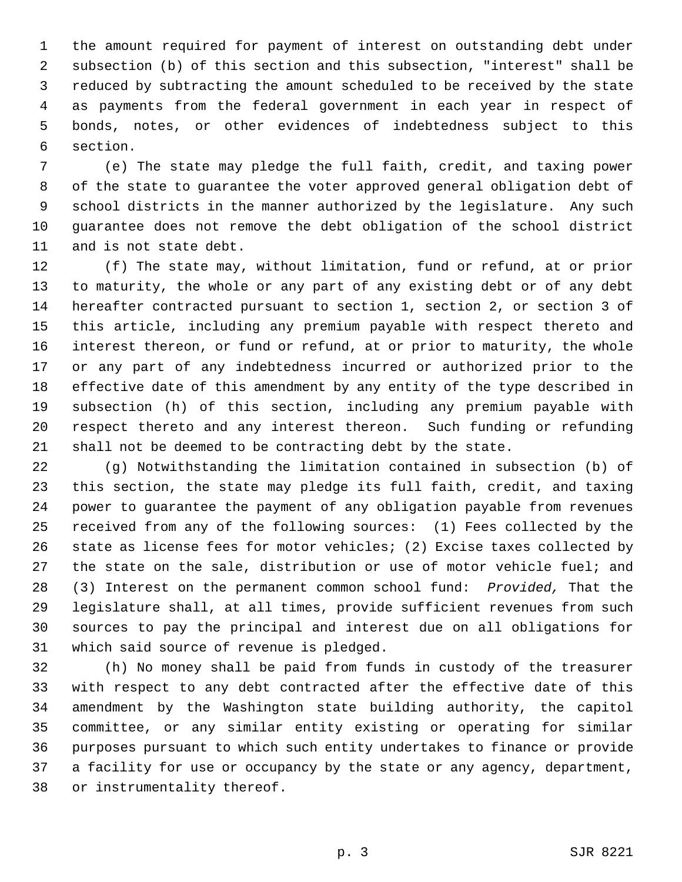the amount required for payment of interest on outstanding debt under subsection (b) of this section and this subsection, "interest" shall be reduced by subtracting the amount scheduled to be received by the state as payments from the federal government in each year in respect of bonds, notes, or other evidences of indebtedness subject to this section.

(e) The state may pledge the full faith, credit, and taxing power of the state to guarantee the voter approved general obligation debt of school districts in the manner authorized by the legislature. Any such guarantee does not remove the debt obligation of the school district and is not state debt.

(f) The state may, without limitation, fund or refund, at or prior to maturity, the whole or any part of any existing debt or of any debt hereafter contracted pursuant to section 1, section 2, or section 3 of this article, including any premium payable with respect thereto and interest thereon, or fund or refund, at or prior to maturity, the whole or any part of any indebtedness incurred or authorized prior to the effective date of this amendment by any entity of the type described in subsection (h) of this section, including any premium payable with respect thereto and any interest thereon. Such funding or refunding shall not be deemed to be contracting debt by the state.

(g) Notwithstanding the limitation contained in subsection (b) of this section, the state may pledge its full faith, credit, and taxing power to guarantee the payment of any obligation payable from revenues received from any of the following sources: (1) Fees collected by the state as license fees for motor vehicles; (2) Excise taxes collected by the state on the sale, distribution or use of motor vehicle fuel; and (3) Interest on the permanent common school fund: *Provided,* That the legislature shall, at all times, provide sufficient revenues from such sources to pay the principal and interest due on all obligations for which said source of revenue is pledged.

(h) No money shall be paid from funds in custody of the treasurer with respect to any debt contracted after the effective date of this amendment by the Washington state building authority, the capitol committee, or any similar entity existing or operating for similar purposes pursuant to which such entity undertakes to finance or provide a facility for use or occupancy by the state or any agency, department, or instrumentality thereof.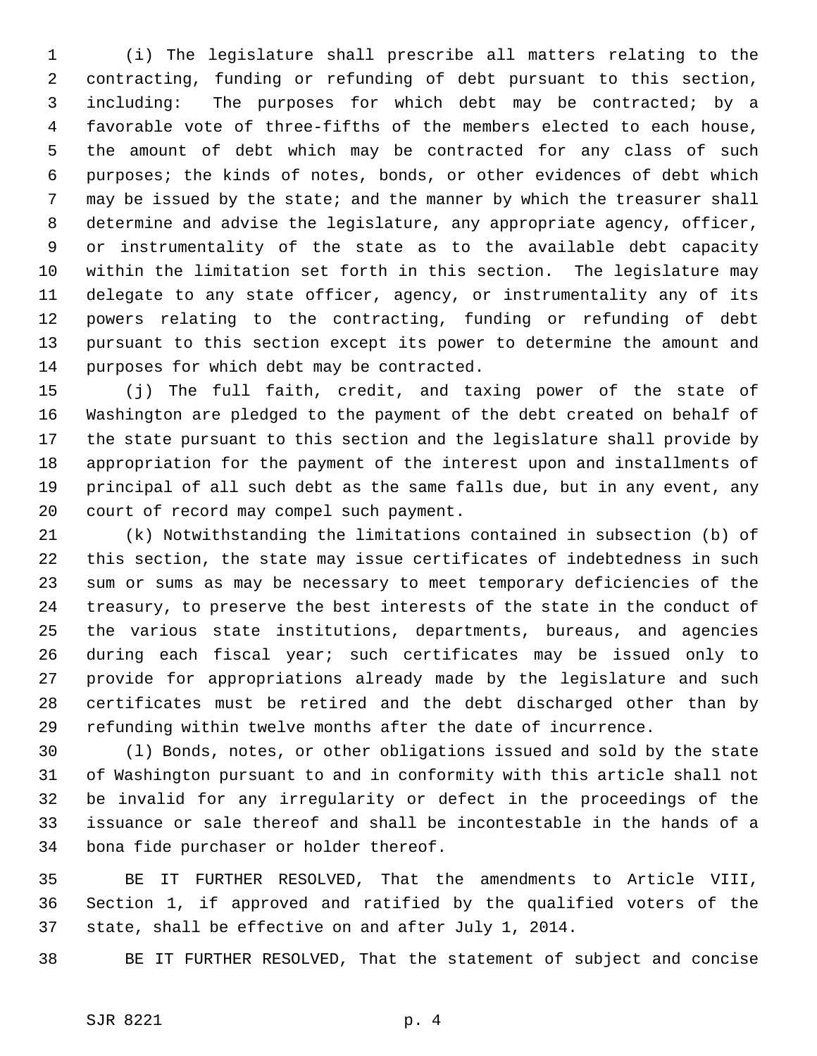(i) The legislature shall prescribe all matters relating to the contracting, funding or refunding of debt pursuant to this section, including: The purposes for which debt may be contracted; by a favorable vote of three-fifths of the members elected to each house, the amount of debt which may be contracted for any class of such purposes; the kinds of notes, bonds, or other evidences of debt which may be issued by the state; and the manner by which the treasurer shall determine and advise the legislature, any appropriate agency, officer, or instrumentality of the state as to the available debt capacity within the limitation set forth in this section. The legislature may delegate to any state officer, agency, or instrumentality any of its powers relating to the contracting, funding or refunding of debt pursuant to this section except its power to determine the amount and purposes for which debt may be contracted.

(j) The full faith, credit, and taxing power of the state of Washington are pledged to the payment of the debt created on behalf of the state pursuant to this section and the legislature shall provide by appropriation for the payment of the interest upon and installments of principal of all such debt as the same falls due, but in any event, any court of record may compel such payment.

(k) Notwithstanding the limitations contained in subsection (b) of this section, the state may issue certificates of indebtedness in such sum or sums as may be necessary to meet temporary deficiencies of the treasury, to preserve the best interests of the state in the conduct of the various state institutions, departments, bureaus, and agencies during each fiscal year; such certificates may be issued only to provide for appropriations already made by the legislature and such certificates must be retired and the debt discharged other than by refunding within twelve months after the date of incurrence.

(l) Bonds, notes, or other obligations issued and sold by the state of Washington pursuant to and in conformity with this article shall not be invalid for any irregularity or defect in the proceedings of the issuance or sale thereof and shall be incontestable in the hands of a bona fide purchaser or holder thereof.

BE IT FURTHER RESOLVED, That the amendments to Article VIII, Section 1, if approved and ratified by the qualified voters of the state, shall be effective on and after July 1, 2014.

BE IT FURTHER RESOLVED, That the statement of subject and concise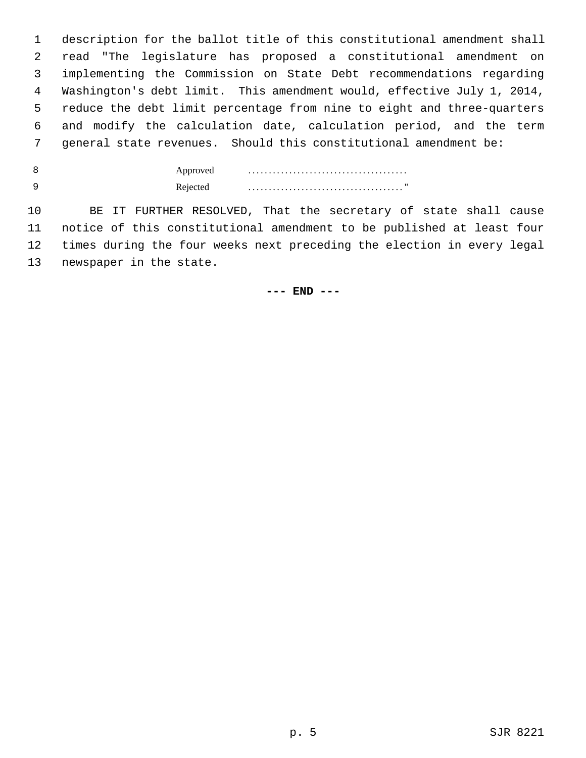description for the ballot title of this constitutional amendment shall read "The legislature has proposed a constitutional amendment on implementing the Commission on State Debt recommendations regarding Washington's debt limit. This amendment would, effective July 1, 2014, reduce the debt limit percentage from nine to eight and three-quarters and modify the calculation date, calculation period, and the term general state revenues. Should this constitutional amendment be:

Approved ......................................

Rejected ....................................."

BE IT FURTHER RESOLVED, That the secretary of state shall cause notice of this constitutional amendment to be published at least four times during the four weeks next preceding the election in every legal newspaper in the state.

**--- END ---**